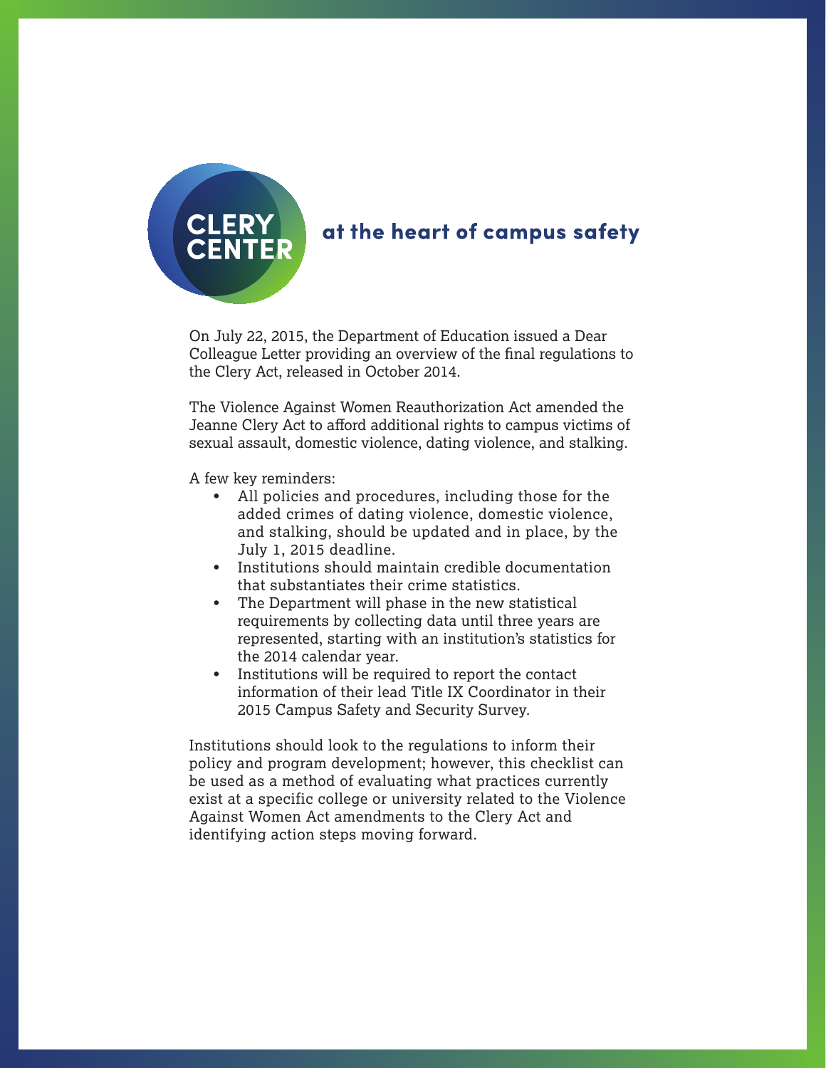CLERY CENTER

**at the heart of campus safety**

On July 22, 2015, the Department of Education issued a Dear Colleague Letter providing an overview of the final regulations to the Clery Act, released in October 2014.

The Violence Against Women Reauthorization Act amended the Jeanne Clery Act to afford additional rights to campus victims of sexual assault, domestic violence, dating violence, and stalking.

A few key reminders:

- All policies and procedures, including those for the added crimes of dating violence, domestic violence, and stalking, should be updated and in place, by the July 1, 2015 deadline.
- Institutions should maintain credible documentation that substantiates their crime statistics.
- The Department will phase in the new statistical requirements by collecting data until three years are represented, starting with an institution's statistics for the 2014 calendar year.
- Institutions will be required to report the contact information of their lead Title IX Coordinator in their 2015 Campus Safety and Security Survey.

Institutions should look to the regulations to inform their policy and program development; however, this checklist can be used as a method of evaluating what practices currently exist at a specific college or university related to the Violence Against Women Act amendments to the Clery Act and identifying action steps moving forward.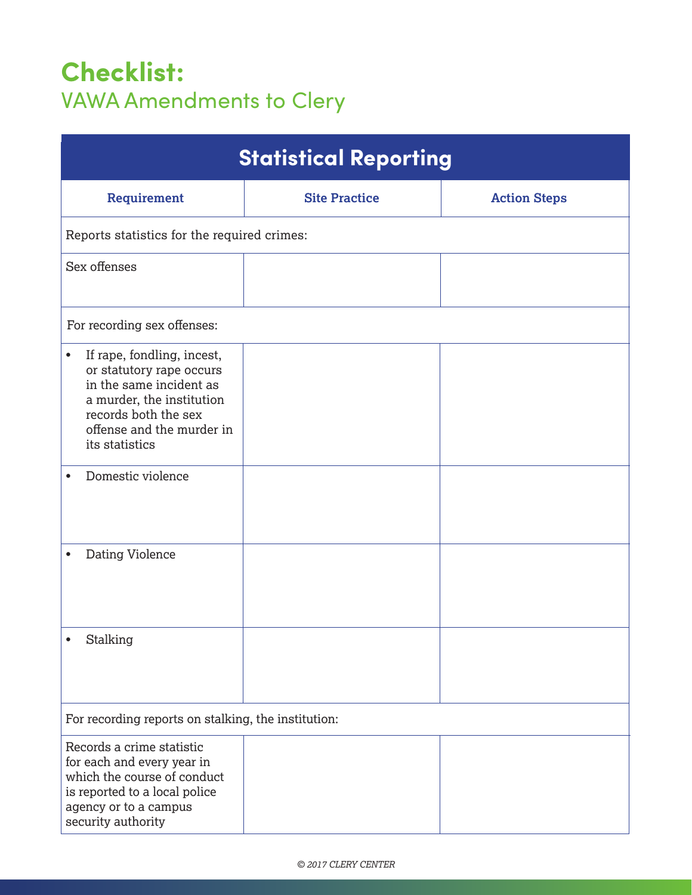# Checklist:

## VAWA Amendments to Clery

| Statistical Reporting | | |
|---|---|---|
| **Requirement** | **Site Practice** | **Action Steps** |
| Reports statistics for the required crimes: | | |
| Sex offenses | | |
| For recording sex offenses: | | |
| • If rape, fondling, incest, or statutory rape occurs in the same incident as a murder, the institution records both the sex offense and the murder in its statistics | | |
| • Domestic violence | | |
| • Dating Violence | | |
| • Stalking | | |
| For recording reports on stalking, the institution: | | |
| Records a crime statistic for each and every year in which the course of conduct is reported to a local police agency or to a campus security authority | | |

*© 2017 CLERY CENTER*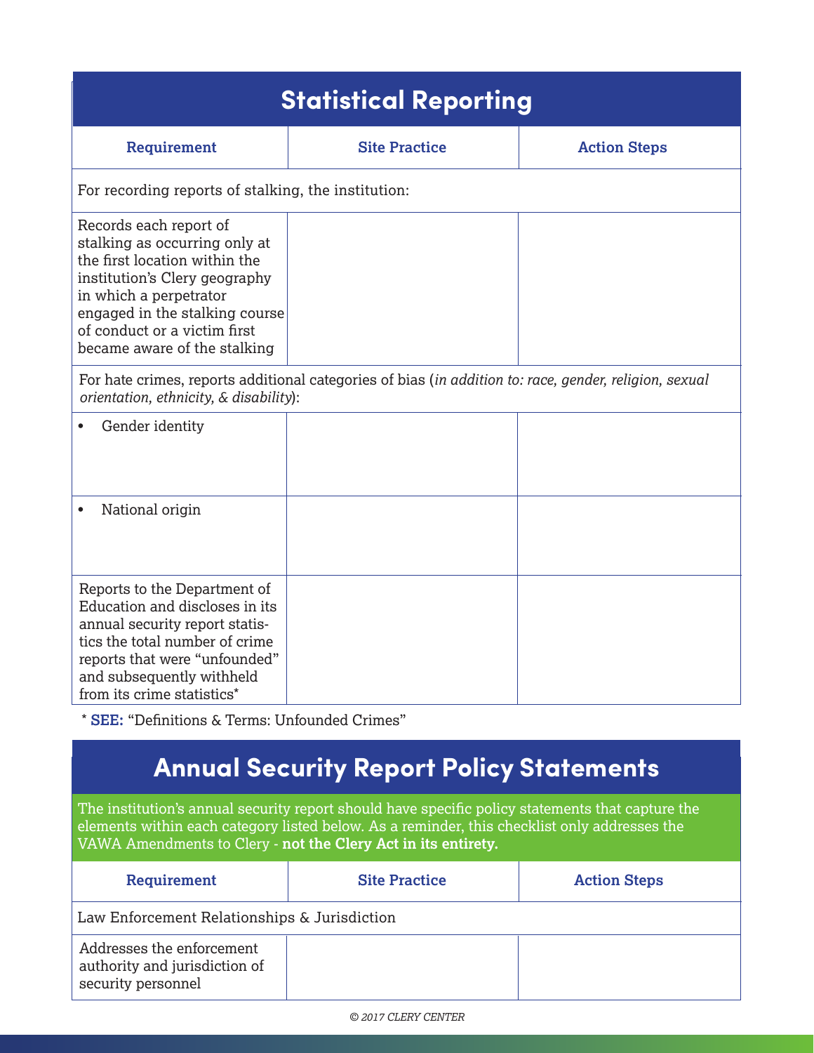## Statistical Reporting

| Requirement | Site Practice | Action Steps |
|---|---|---|
| For recording reports of stalking, the institution: | | |
| Records each report of stalking as occurring only at the first location within the institution's Clery geography in which a perpetrator engaged in the stalking course of conduct or a victim first became aware of the stalking | | |
| For hate crimes, reports additional categories of bias (*in addition to: race, gender, religion, sexual orientation, ethnicity, & disability*): | | |
| • Gender identity | | |
| • National origin | | |
| Reports to the Department of Education and discloses in its annual security report statistics the total number of crime reports that were "unfounded" and subsequently withheld from its crime statistics* | | |

\* **SEE:** "Definitions & Terms: Unfounded Crimes"

## Annual Security Report Policy Statements

The institution's annual security report should have specific policy statements that capture the elements within each category listed below. As a reminder, this checklist only addresses the VAWA Amendments to Clery - **not the Clery Act in its entirety.**

| Requirement | Site Practice | Action Steps |
|---|---|---|
| Law Enforcement Relationships & Jurisdiction | | |
| Addresses the enforcement authority and jurisdiction of security personnel | | |

© 2017 CLERY CENTER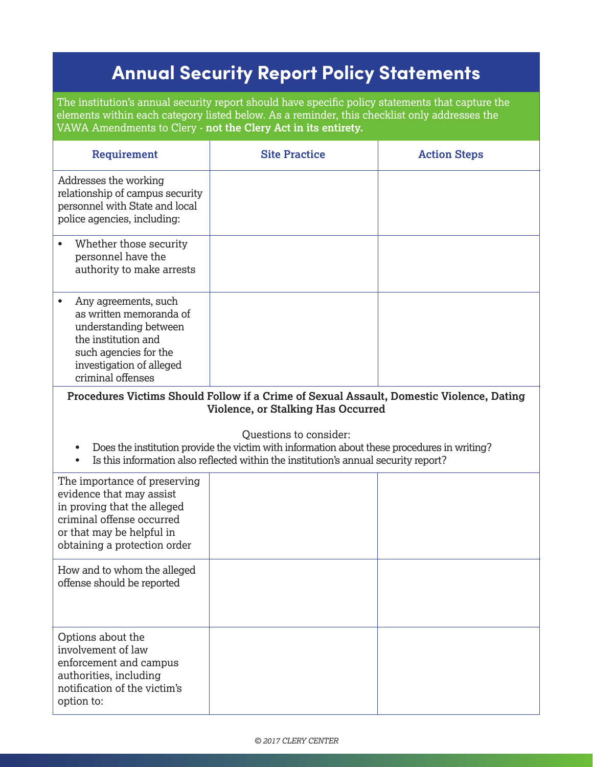# Annual Security Report Policy Statements

The institution's annual security report should have specific policy statements that capture the elements within each category listed below. As a reminder, this checklist only addresses the VAWA Amendments to Clery - **not the Clery Act in its entirety.**

| Requirement | Site Practice | Action Steps |
|---|---|---|
| Addresses the working relationship of campus security personnel with State and local police agencies, including: | | |
| • Whether those security personnel have the authority to make arrests | | |
| • Any agreements, such as written memoranda of understanding between the institution and such agencies for the investigation of alleged criminal offenses | | |
| **Procedures Victims Should Follow if a Crime of Sexual Assault, Domestic Violence, Dating Violence, or Stalking Has Occurred**<br><br>Questions to consider:<br>• Does the institution provide the victim with information about these procedures in writing?<br>• Is this information also reflected within the institution's annual security report? | | |
| The importance of preserving evidence that may assist in proving that the alleged criminal offense occurred or that may be helpful in obtaining a protection order | | |
| How and to whom the alleged offense should be reported | | |
| Options about the involvement of law enforcement and campus authorities, including notification of the victim's option to: | | |

*© 2017 CLERY CENTER*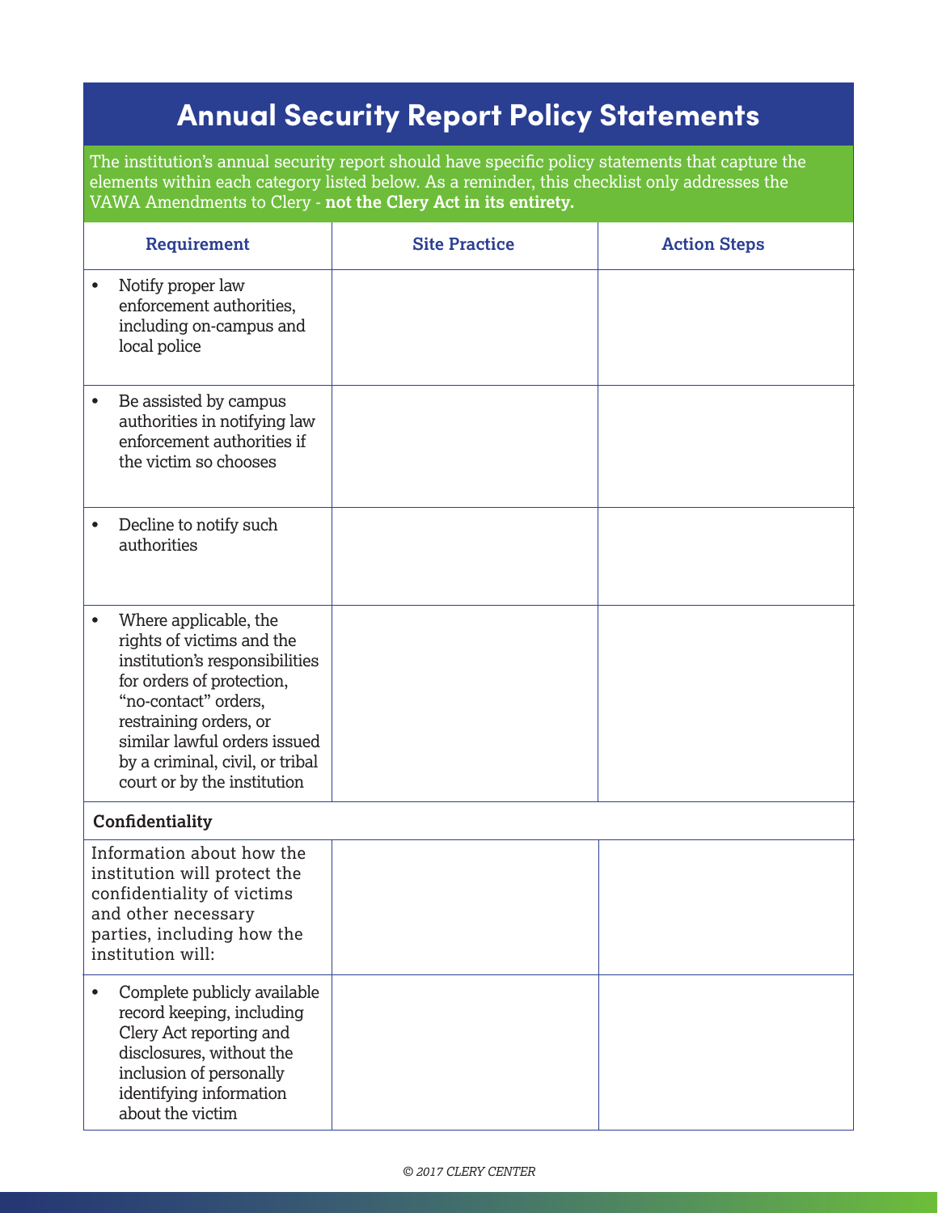# Annual Security Report Policy Statements

The institution's annual security report should have specific policy statements that capture the elements within each category listed below. As a reminder, this checklist only addresses the VAWA Amendments to Clery - **not the Clery Act in its entirety.**

| Requirement | Site Practice | Action Steps |
|---|---|---|
| • Notify proper law enforcement authorities, including on-campus and local police | | |
| • Be assisted by campus authorities in notifying law enforcement authorities if the victim so chooses | | |
| • Decline to notify such authorities | | |
| • Where applicable, the rights of victims and the institution's responsibilities for orders of protection, "no-contact" orders, restraining orders, or similar lawful orders issued by a criminal, civil, or tribal court or by the institution | | |
| **Confidentiality** | | |
| Information about how the institution will protect the confidentiality of victims and other necessary parties, including how the institution will: | | |
| • Complete publicly available record keeping, including Clery Act reporting and disclosures, without the inclusion of personally identifying information about the victim | | |

*© 2017 CLERY CENTER*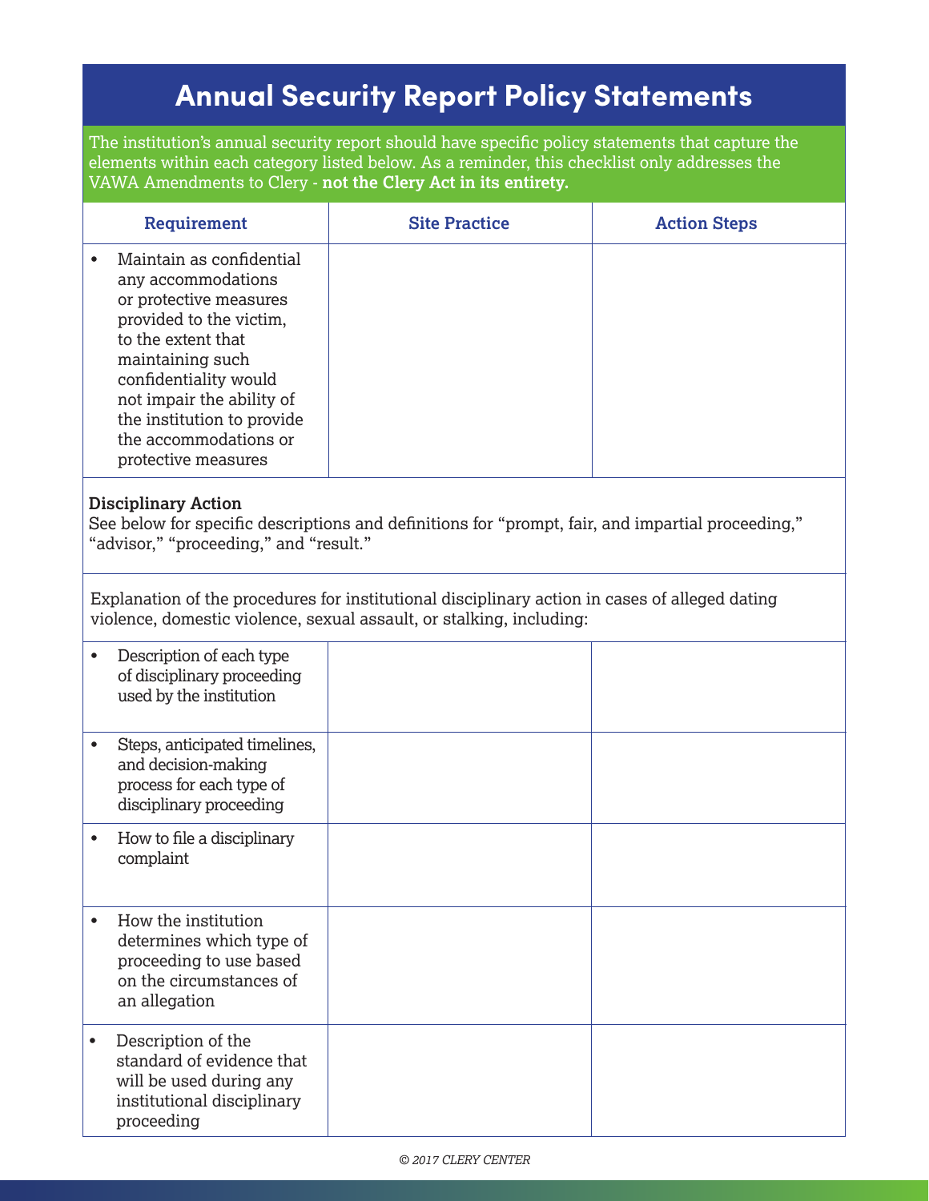# Annual Security Report Policy Statements

The institution's annual security report should have specific policy statements that capture the elements within each category listed below. As a reminder, this checklist only addresses the VAWA Amendments to Clery - **not the Clery Act in its entirety.**

| Requirement | Site Practice | Action Steps |
|---|---|---|
| • Maintain as confidential any accommodations or protective measures provided to the victim, to the extent that maintaining such confidentiality would not impair the ability of the institution to provide the accommodations or protective measures | | |
| **Disciplinary Action**<br>See below for specific descriptions and definitions for "prompt, fair, and impartial proceeding," "advisor," "proceeding," and "result." | | |
| Explanation of the procedures for institutional disciplinary action in cases of alleged dating violence, domestic violence, sexual assault, or stalking, including: | | |
| • Description of each type of disciplinary proceeding used by the institution | | |
| • Steps, anticipated timelines, and decision-making process for each type of disciplinary proceeding | | |
| • How to file a disciplinary complaint | | |
| • How the institution determines which type of proceeding to use based on the circumstances of an allegation | | |
| • Description of the standard of evidence that will be used during any institutional disciplinary proceeding | | |

*© 2017 CLERY CENTER*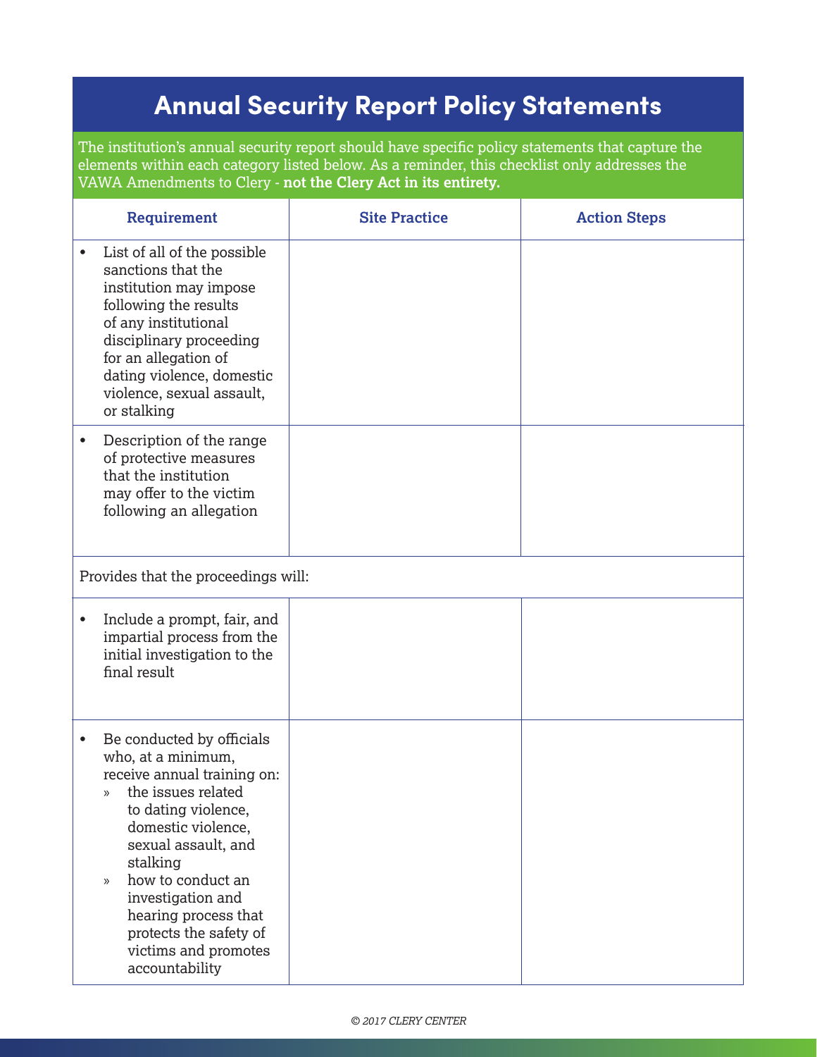# Annual Security Report Policy Statements

The institution's annual security report should have specific policy statements that capture the elements within each category listed below. As a reminder, this checklist only addresses the VAWA Amendments to Clery - **not the Clery Act in its entirety.**

| Requirement | Site Practice | Action Steps |
|---|---|---|
| • List of all of the possible sanctions that the institution may impose following the results of any institutional disciplinary proceeding for an allegation of dating violence, domestic violence, sexual assault, or stalking | | |
| • Description of the range of protective measures that the institution may offer to the victim following an allegation | | |
| Provides that the proceedings will: | | |
| • Include a prompt, fair, and impartial process from the initial investigation to the final result | | |
| • Be conducted by officials who, at a minimum, receive annual training on: <br> » the issues related to dating violence, domestic violence, sexual assault, and stalking <br> » how to conduct an investigation and hearing process that protects the safety of victims and promotes accountability | | |

© 2017 CLERY CENTER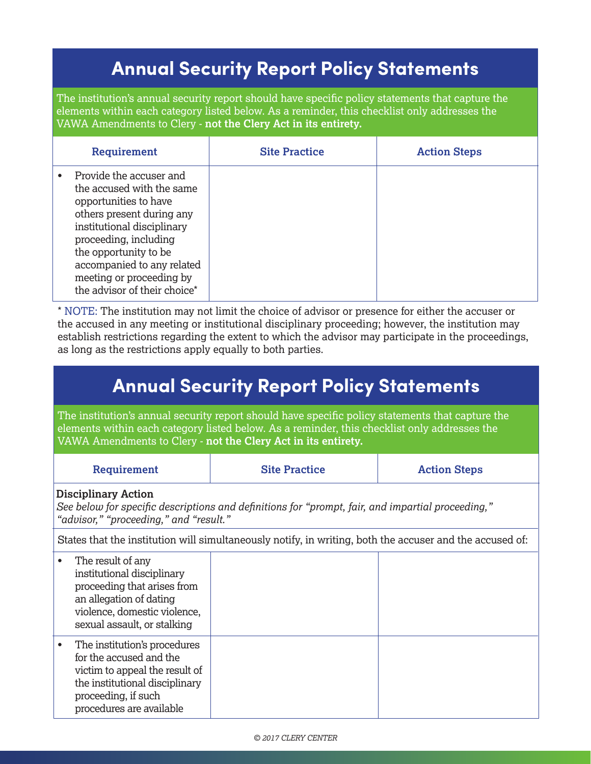## Annual Security Report Policy Statements

The institution's annual security report should have specific policy statements that capture the elements within each category listed below. As a reminder, this checklist only addresses the VAWA Amendments to Clery - **not the Clery Act in its entirety.**

| Requirement | Site Practice | Action Steps |
|---|---|---|
| • Provide the accuser and the accused with the same opportunities to have others present during any institutional disciplinary proceeding, including the opportunity to be accompanied to any related meeting or proceeding by the advisor of their choice* | | |

* NOTE: The institution may not limit the choice of advisor or presence for either the accuser or the accused in any meeting or institutional disciplinary proceeding; however, the institution may establish restrictions regarding the extent to which the advisor may participate in the proceedings, as long as the restrictions apply equally to both parties.

## Annual Security Report Policy Statements

The institution's annual security report should have specific policy statements that capture the elements within each category listed below. As a reminder, this checklist only addresses the VAWA Amendments to Clery - **not the Clery Act in its entirety.**

| Requirement | Site Practice | Action Steps |
|---|---|---|
| **Disciplinary Action**<br>*See below for specific descriptions and definitions for "prompt, fair, and impartial proceeding," "advisor," "proceeding," and "result."* | | |
| States that the institution will simultaneously notify, in writing, both the accuser and the accused of: | | |
| • The result of any institutional disciplinary proceeding that arises from an allegation of dating violence, domestic violence, sexual assault, or stalking | | |
| • The institution's procedures for the accused and the victim to appeal the result of the institutional disciplinary proceeding, if such procedures are available | | |

*© 2017 CLERY CENTER*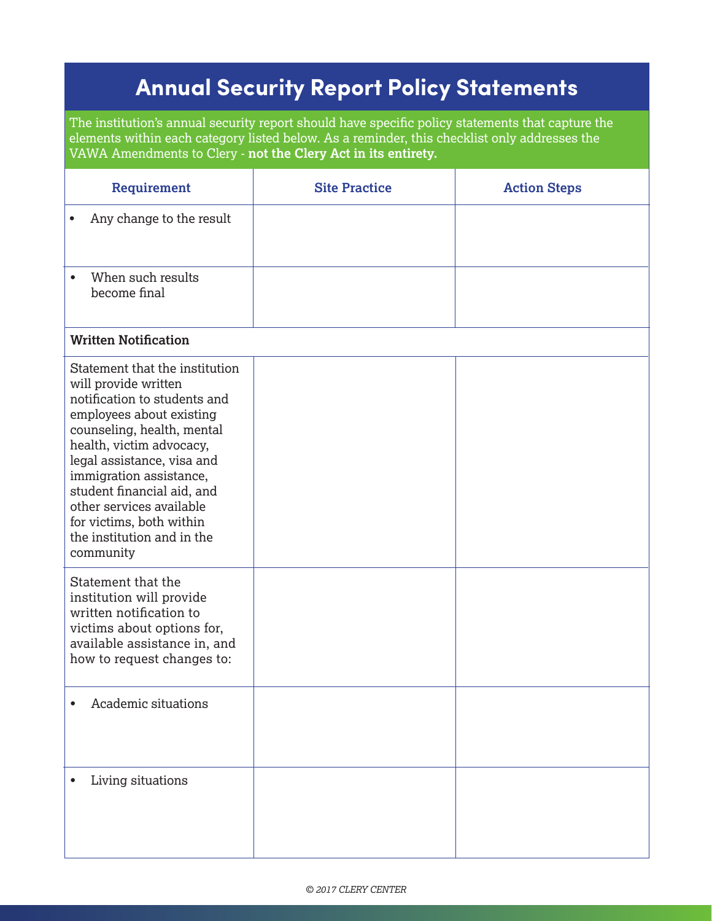# Annual Security Report Policy Statements

The institution's annual security report should have specific policy statements that capture the elements within each category listed below. As a reminder, this checklist only addresses the VAWA Amendments to Clery - **not the Clery Act in its entirety.**

| Requirement | Site Practice | Action Steps |
|---|---|---|
| • Any change to the result | | |
| • When such results become final | | |
| **Written Notification** | | |
| Statement that the institution will provide written notification to students and employees about existing counseling, health, mental health, victim advocacy, legal assistance, visa and immigration assistance, student financial aid, and other services available for victims, both within the institution and in the community | | |
| Statement that the institution will provide written notification to victims about options for, available assistance in, and how to request changes to: | | |
| • Academic situations | | |
| • Living situations | | |

*© 2017 CLERY CENTER*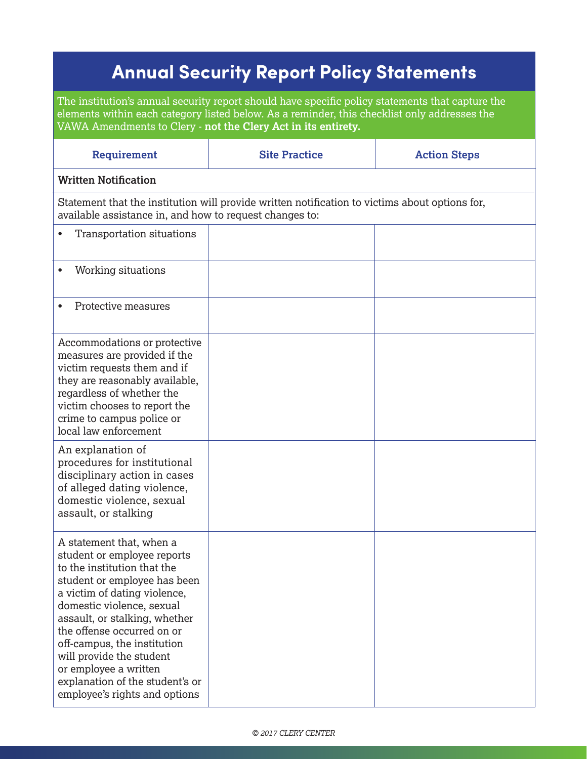# Annual Security Report Policy Statements

The institution's annual security report should have specific policy statements that capture the elements within each category listed below. As a reminder, this checklist only addresses the VAWA Amendments to Clery - **not the Clery Act in its entirety.**

| Requirement | Site Practice | Action Steps |
|---|---|---|
| **Written Notification** | | |
| Statement that the institution will provide written notification to victims about options for, available assistance in, and how to request changes to: | | |
| • Transportation situations | | |
| • Working situations | | |
| • Protective measures | | |
| Accommodations or protective measures are provided if the victim requests them and if they are reasonably available, regardless of whether the victim chooses to report the crime to campus police or local law enforcement | | |
| An explanation of procedures for institutional disciplinary action in cases of alleged dating violence, domestic violence, sexual assault, or stalking | | |
| A statement that, when a student or employee reports to the institution that the student or employee has been a victim of dating violence, domestic violence, sexual assault, or stalking, whether the offense occurred on or off-campus, the institution will provide the student or employee a written explanation of the student's or employee's rights and options | | |

*© 2017 CLERY CENTER*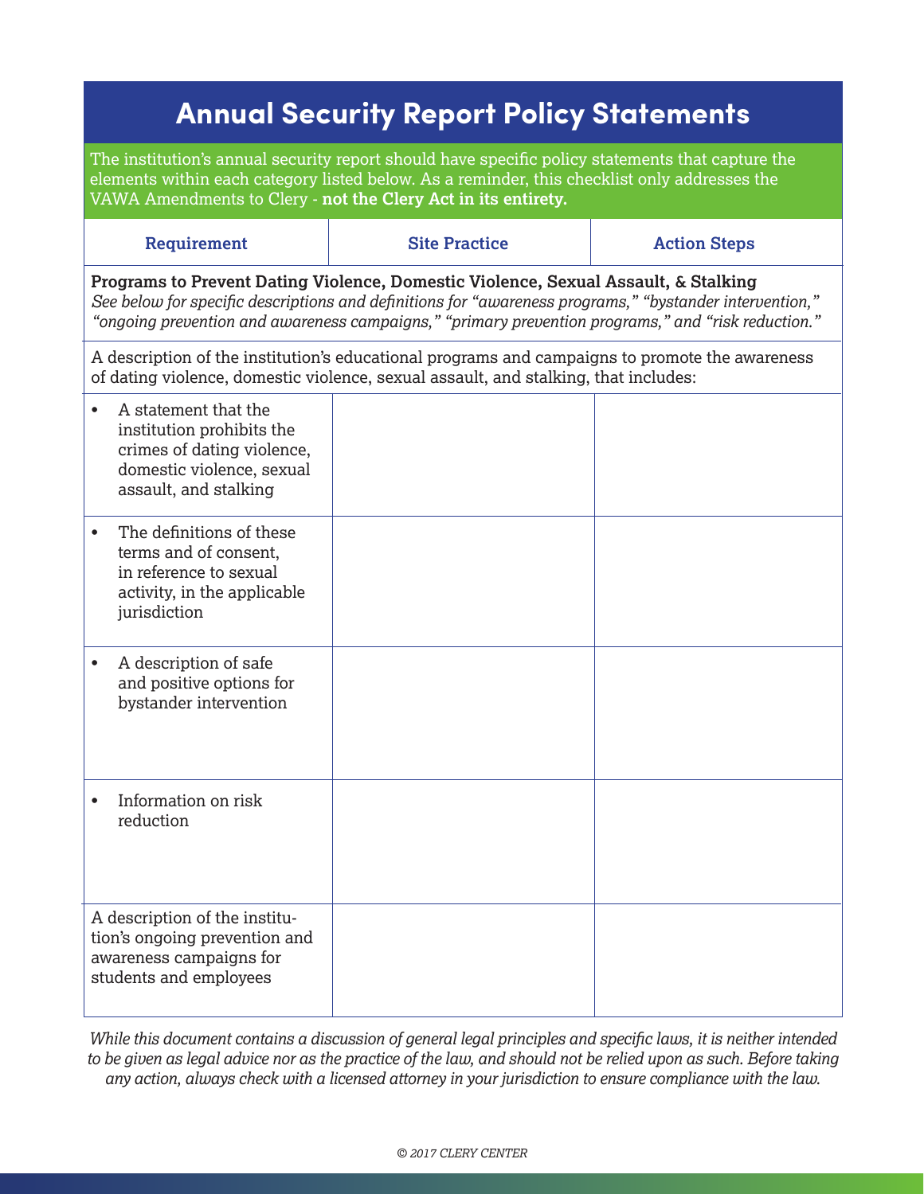# Annual Security Report Policy Statements

The institution's annual security report should have specific policy statements that capture the elements within each category listed below. As a reminder, this checklist only addresses the VAWA Amendments to Clery - **not the Clery Act in its entirety.**

| Requirement | Site Practice | Action Steps |
|---|---|---|
| **Programs to Prevent Dating Violence, Domestic Violence, Sexual Assault, & Stalking** *See below for specific descriptions and definitions for "awareness programs," "bystander intervention," "ongoing prevention and awareness campaigns," "primary prevention programs," and "risk reduction."* | | |
| A description of the institution's educational programs and campaigns to promote the awareness of dating violence, domestic violence, sexual assault, and stalking, that includes: | | |
| • A statement that the institution prohibits the crimes of dating violence, domestic violence, sexual assault, and stalking | | |
| • The definitions of these terms and of consent, in reference to sexual activity, in the applicable jurisdiction | | |
| • A description of safe and positive options for bystander intervention | | |
| • Information on risk reduction | | |
| A description of the institution's ongoing prevention and awareness campaigns for students and employees | | |

*While this document contains a discussion of general legal principles and specific laws, it is neither intended to be given as legal advice nor as the practice of the law, and should not be relied upon as such. Before taking any action, always check with a licensed attorney in your jurisdiction to ensure compliance with the law.*

© 2017 CLERY CENTER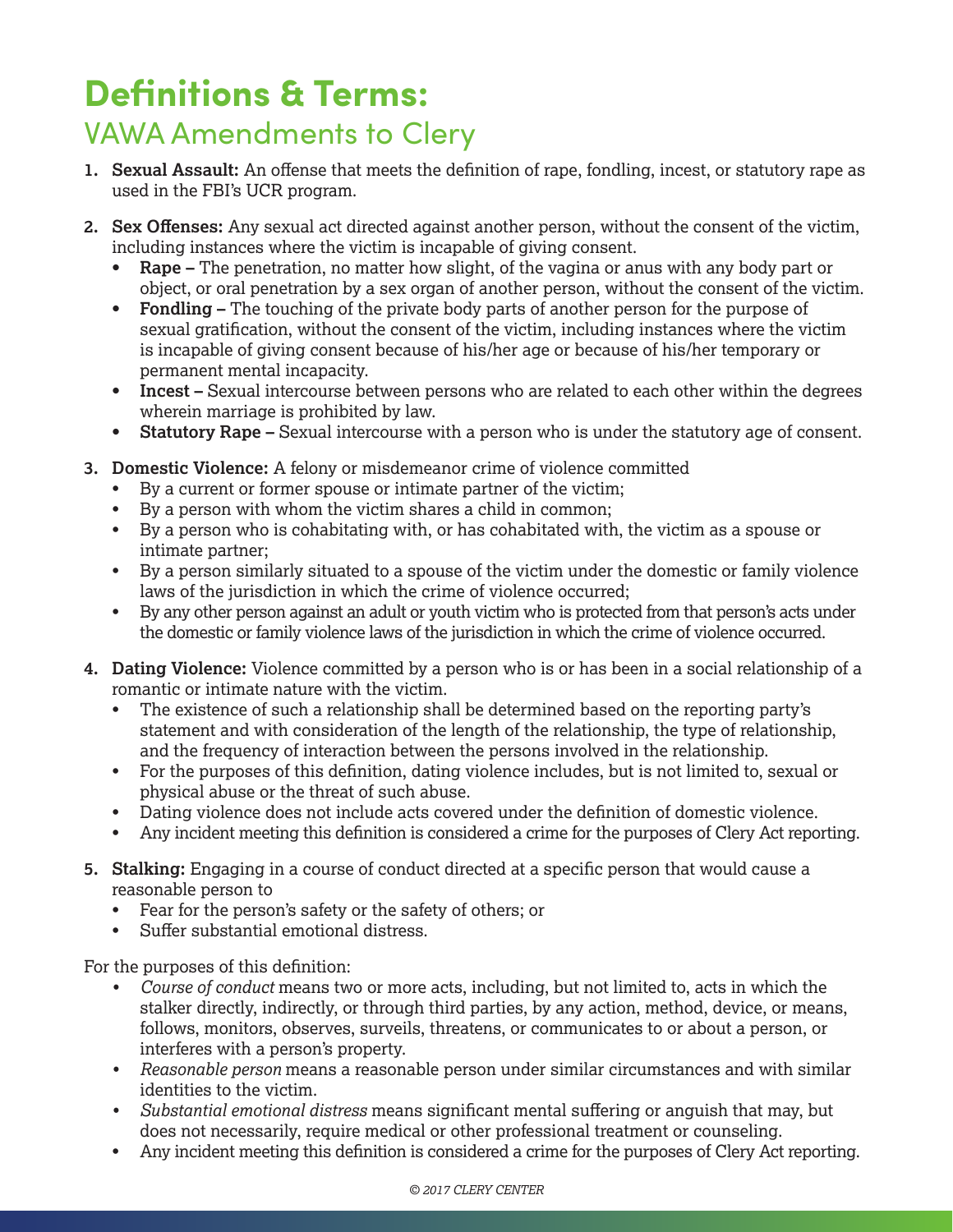# Definitions & Terms:

## VAWA Amendments to Clery

1. **Sexual Assault:** An offense that meets the definition of rape, fondling, incest, or statutory rape as used in the FBI's UCR program.

2. **Sex Offenses:** Any sexual act directed against another person, without the consent of the victim, including instances where the victim is incapable of giving consent.
   - **Rape –** The penetration, no matter how slight, of the vagina or anus with any body part or object, or oral penetration by a sex organ of another person, without the consent of the victim.
   - **Fondling –** The touching of the private body parts of another person for the purpose of sexual gratification, without the consent of the victim, including instances where the victim is incapable of giving consent because of his/her age or because of his/her temporary or permanent mental incapacity.
   - **Incest –** Sexual intercourse between persons who are related to each other within the degrees wherein marriage is prohibited by law.
   - **Statutory Rape –** Sexual intercourse with a person who is under the statutory age of consent.

3. **Domestic Violence:** A felony or misdemeanor crime of violence committed
   - By a current or former spouse or intimate partner of the victim;
   - By a person with whom the victim shares a child in common;
   - By a person who is cohabitating with, or has cohabitated with, the victim as a spouse or intimate partner;
   - By a person similarly situated to a spouse of the victim under the domestic or family violence laws of the jurisdiction in which the crime of violence occurred;
   - By any other person against an adult or youth victim who is protected from that person's acts under the domestic or family violence laws of the jurisdiction in which the crime of violence occurred.

4. **Dating Violence:** Violence committed by a person who is or has been in a social relationship of a romantic or intimate nature with the victim.
   - The existence of such a relationship shall be determined based on the reporting party's statement and with consideration of the length of the relationship, the type of relationship, and the frequency of interaction between the persons involved in the relationship.
   - For the purposes of this definition, dating violence includes, but is not limited to, sexual or physical abuse or the threat of such abuse.
   - Dating violence does not include acts covered under the definition of domestic violence.
   - Any incident meeting this definition is considered a crime for the purposes of Clery Act reporting.

5. **Stalking:** Engaging in a course of conduct directed at a specific person that would cause a reasonable person to
   - Fear for the person's safety or the safety of others; or
   - Suffer substantial emotional distress.

For the purposes of this definition:

- *Course of conduct* means two or more acts, including, but not limited to, acts in which the stalker directly, indirectly, or through third parties, by any action, method, device, or means, follows, monitors, observes, surveils, threatens, or communicates to or about a person, or interferes with a person's property.
- *Reasonable person* means a reasonable person under similar circumstances and with similar identities to the victim.
- *Substantial emotional distress* means significant mental suffering or anguish that may, but does not necessarily, require medical or other professional treatment or counseling.
- Any incident meeting this definition is considered a crime for the purposes of Clery Act reporting.

*© 2017 CLERY CENTER*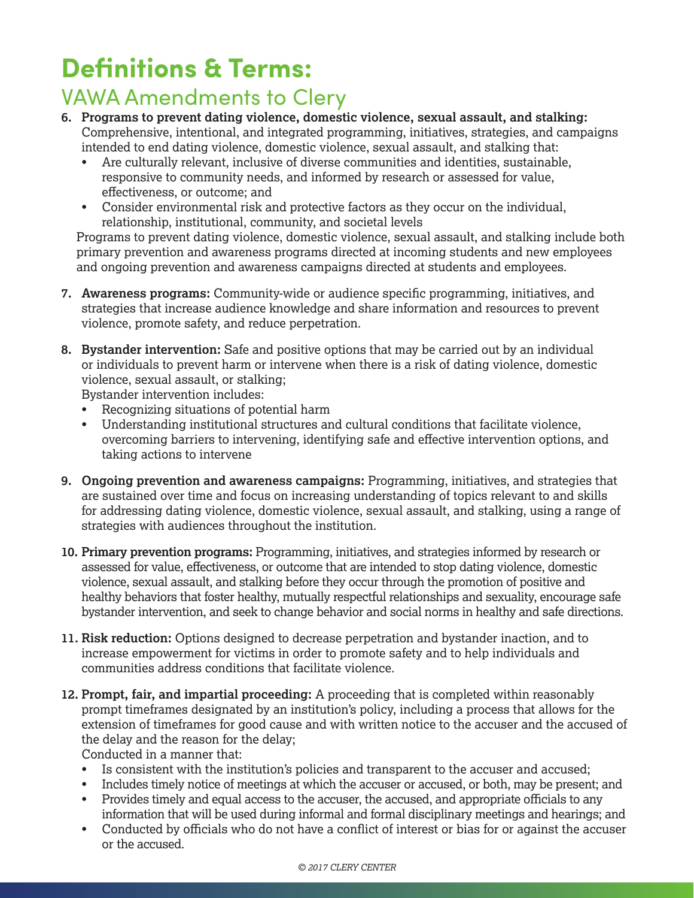# Definitions & Terms:

## VAWA Amendments to Clery

6. **Programs to prevent dating violence, domestic violence, sexual assault, and stalking:** Comprehensive, intentional, and integrated programming, initiatives, strategies, and campaigns intended to end dating violence, domestic violence, sexual assault, and stalking that:
   - Are culturally relevant, inclusive of diverse communities and identities, sustainable, responsive to community needs, and informed by research or assessed for value, effectiveness, or outcome; and
   - Consider environmental risk and protective factors as they occur on the individual, relationship, institutional, community, and societal levels

   Programs to prevent dating violence, domestic violence, sexual assault, and stalking include both primary prevention and awareness programs directed at incoming students and new employees and ongoing prevention and awareness campaigns directed at students and employees.

7. **Awareness programs:** Community-wide or audience specific programming, initiatives, and strategies that increase audience knowledge and share information and resources to prevent violence, promote safety, and reduce perpetration.

8. **Bystander intervention:** Safe and positive options that may be carried out by an individual or individuals to prevent harm or intervene when there is a risk of dating violence, domestic violence, sexual assault, or stalking;

   Bystander intervention includes:
   - Recognizing situations of potential harm
   - Understanding institutional structures and cultural conditions that facilitate violence, overcoming barriers to intervening, identifying safe and effective intervention options, and taking actions to intervene

9. **Ongoing prevention and awareness campaigns:** Programming, initiatives, and strategies that are sustained over time and focus on increasing understanding of topics relevant to and skills for addressing dating violence, domestic violence, sexual assault, and stalking, using a range of strategies with audiences throughout the institution.

10. **Primary prevention programs:** Programming, initiatives, and strategies informed by research or assessed for value, effectiveness, or outcome that are intended to stop dating violence, domestic violence, sexual assault, and stalking before they occur through the promotion of positive and healthy behaviors that foster healthy, mutually respectful relationships and sexuality, encourage safe bystander intervention, and seek to change behavior and social norms in healthy and safe directions.

11. **Risk reduction:** Options designed to decrease perpetration and bystander inaction, and to increase empowerment for victims in order to promote safety and to help individuals and communities address conditions that facilitate violence.

12. **Prompt, fair, and impartial proceeding:** A proceeding that is completed within reasonably prompt timeframes designated by an institution's policy, including a process that allows for the extension of timeframes for good cause and with written notice to the accuser and the accused of the delay and the reason for the delay;

    Conducted in a manner that:
    - Is consistent with the institution's policies and transparent to the accuser and accused;
    - Includes timely notice of meetings at which the accuser or accused, or both, may be present; and
    - Provides timely and equal access to the accuser, the accused, and appropriate officials to any information that will be used during informal and formal disciplinary meetings and hearings; and
    - Conducted by officials who do not have a conflict of interest or bias for or against the accuser or the accused.

*© 2017 CLERY CENTER*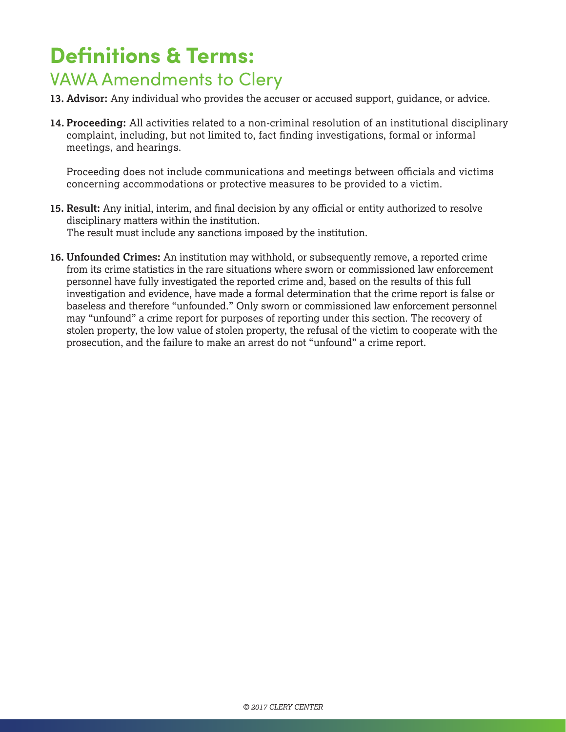# Definitions & Terms:

## VAWA Amendments to Clery

13. **Advisor:** Any individual who provides the accuser or accused support, guidance, or advice.

14. **Proceeding:** All activities related to a non-criminal resolution of an institutional disciplinary complaint, including, but not limited to, fact finding investigations, formal or informal meetings, and hearings.

    Proceeding does not include communications and meetings between officials and victims concerning accommodations or protective measures to be provided to a victim.

15. **Result:** Any initial, interim, and final decision by any official or entity authorized to resolve disciplinary matters within the institution.
    The result must include any sanctions imposed by the institution.

16. **Unfounded Crimes:** An institution may withhold, or subsequently remove, a reported crime from its crime statistics in the rare situations where sworn or commissioned law enforcement personnel have fully investigated the reported crime and, based on the results of this full investigation and evidence, have made a formal determination that the crime report is false or baseless and therefore "unfounded." Only sworn or commissioned law enforcement personnel may "unfound" a crime report for purposes of reporting under this section. The recovery of stolen property, the low value of stolen property, the refusal of the victim to cooperate with the prosecution, and the failure to make an arrest do not "unfound" a crime report.

*© 2017 CLERY CENTER*